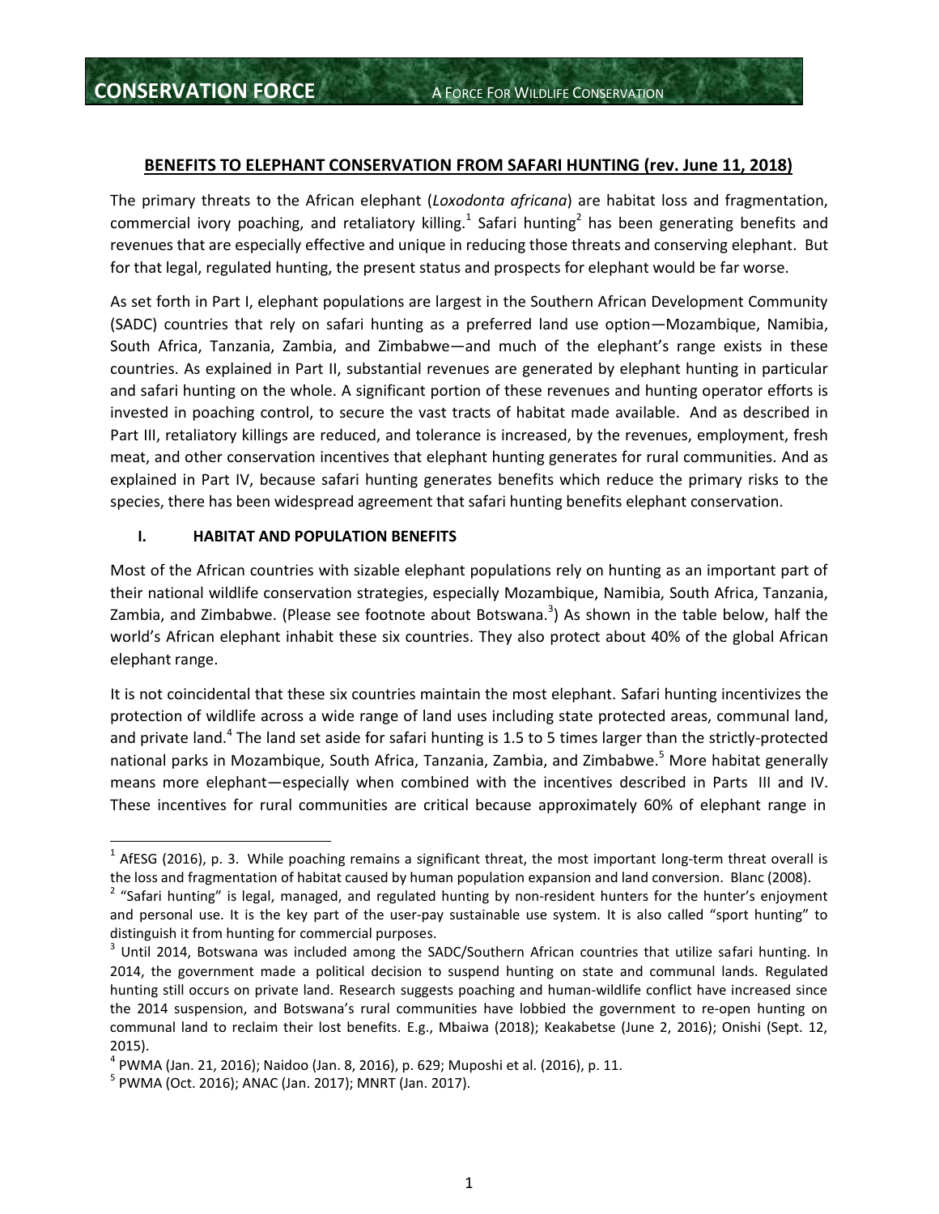**CONSERVATION FORCE** A FORCE FOR WILDLIFE CONSERVATION

## BENEFITS TO ELEPHANT CONSERVATION FROM SAFARI HUNTING (rev. June 11, 2018)

The primary threats to the African elephant (*Loxodonta africana*) are habitat loss and fragmentation, commercial ivory poaching, and retaliatory killing.[1] Safari hunting[2] has been generating benefits and revenues that are especially effective and unique in reducing those threats and conserving elephant. But for that legal, regulated hunting, the present status and prospects for elephant would be far worse.

As set forth in Part I, elephant populations are largest in the Southern African Development Community (SADC) countries that rely on safari hunting as a preferred land use option—Mozambique, Namibia, South Africa, Tanzania, Zambia, and Zimbabwe—and much of the elephant's range exists in these countries. As explained in Part II, substantial revenues are generated by elephant hunting in particular and safari hunting on the whole. A significant portion of these revenues and hunting operator efforts is invested in poaching control, to secure the vast tracts of habitat made available. And as described in Part III, retaliatory killings are reduced, and tolerance is increased, by the revenues, employment, fresh meat, and other conservation incentives that elephant hunting generates for rural communities. And as explained in Part IV, because safari hunting generates benefits which reduce the primary risks to the species, there has been widespread agreement that safari hunting benefits elephant conservation.

### I. HABITAT AND POPULATION BENEFITS

Most of the African countries with sizable elephant populations rely on hunting as an important part of their national wildlife conservation strategies, especially Mozambique, Namibia, South Africa, Tanzania, Zambia, and Zimbabwe. (Please see footnote about Botswana.[3]) As shown in the table below, half the world's African elephant inhabit these six countries. They also protect about 40% of the global African elephant range.

It is not coincidental that these six countries maintain the most elephant. Safari hunting incentivizes the protection of wildlife across a wide range of land uses including state protected areas, communal land, and private land.[4] The land set aside for safari hunting is 1.5 to 5 times larger than the strictly-protected national parks in Mozambique, South Africa, Tanzania, Zambia, and Zimbabwe.[5] More habitat generally means more elephant—especially when combined with the incentives described in Parts III and IV. These incentives for rural communities are critical because approximately 60% of elephant range in

---

[1] AfESG (2016), p. 3. While poaching remains a significant threat, the most important long-term threat overall is the loss and fragmentation of habitat caused by human population expansion and land conversion. Blanc (2008).

[2] "Safari hunting" is legal, managed, and regulated hunting by non-resident hunters for the hunter's enjoyment and personal use. It is the key part of the user-pay sustainable use system. It is also called "sport hunting" to distinguish it from hunting for commercial purposes.

[3] Until 2014, Botswana was included among the SADC/Southern African countries that utilize safari hunting. In 2014, the government made a political decision to suspend hunting on state and communal lands. Regulated hunting still occurs on private land. Research suggests poaching and human-wildlife conflict have increased since the 2014 suspension, and Botswana's rural communities have lobbied the government to re-open hunting on communal land to reclaim their lost benefits. E.g., Mbaiwa (2018); Keakabetse (June 2, 2016); Onishi (Sept. 12, 2015).

[4] PWMA (Jan. 21, 2016); Naidoo (Jan. 8, 2016), p. 629; Muposhi et al. (2016), p. 11.

[5] PWMA (Oct. 2016); ANAC (Jan. 2017); MNRT (Jan. 2017).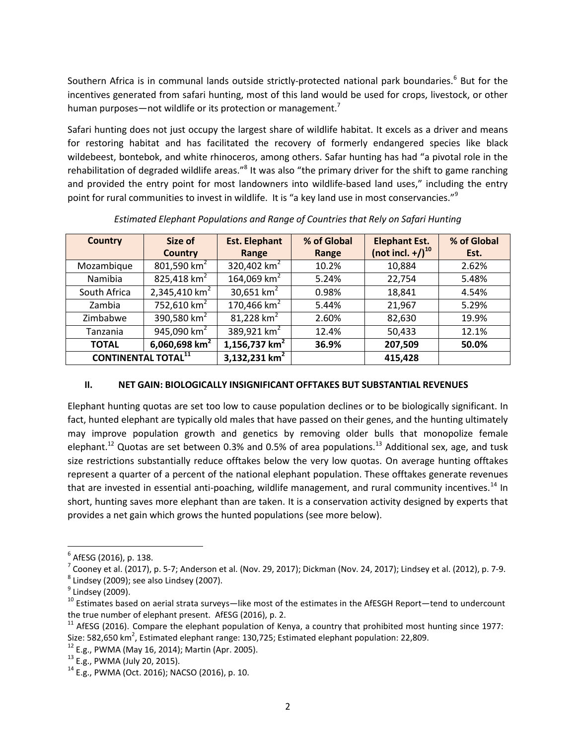Southern Africa is in communal lands outside strictly-protected national park boundaries.[6] But for the incentives generated from safari hunting, most of this land would be used for crops, livestock, or other human purposes—not wildlife or its protection or management.[7]

Safari hunting does not just occupy the largest share of wildlife habitat. It excels as a driver and means for restoring habitat and has facilitated the recovery of formerly endangered species like black wildebeest, bontebok, and white rhinoceros, among others. Safar hunting has had "a pivotal role in the rehabilitation of degraded wildlife areas."[8] It was also "the primary driver for the shift to game ranching and provided the entry point for most landowners into wildlife-based land uses," including the entry point for rural communities to invest in wildlife. It is "a key land use in most conservancies."[9]

*Estimated Elephant Populations and Range of Countries that Rely on Safari Hunting*

| Country | Size of Country | Est. Elephant Range | % of Global Range | Elephant Est. (not incl. +/)[10] | % of Global Est. |
|---|---|---|---|---|---|
| Mozambique | 801,590 km$^2$ | 320,402 km$^2$ | 10.2% | 10,884 | 2.62% |
| Namibia | 825,418 km$^2$ | 164,069 km$^2$ | 5.24% | 22,754 | 5.48% |
| South Africa | 2,345,410 km$^2$ | 30,651 km$^2$ | 0.98% | 18,841 | 4.54% |
| Zambia | 752,610 km$^2$ | 170,466 km$^2$ | 5.44% | 21,967 | 5.29% |
| Zimbabwe | 390,580 km$^2$ | 81,228 km$^2$ | 2.60% | 82,630 | 19.9% |
| Tanzania | 945,090 km$^2$ | 389,921 km$^2$ | 12.4% | 50,433 | 12.1% |
| **TOTAL** | **6,060,698 km$^2$** | **1,156,737 km$^2$** | **36.9%** | **207,509** | **50.0%** |
| **CONTINENTAL TOTAL**[11] | | **3,132,231 km$^2$** | | **415,428** | |

## II. NET GAIN: BIOLOGICALLY INSIGNIFICANT OFFTAKES BUT SUBSTANTIAL REVENUES

Elephant hunting quotas are set too low to cause population declines or to be biologically significant. In fact, hunted elephant are typically old males that have passed on their genes, and the hunting ultimately may improve population growth and genetics by removing older bulls that monopolize female elephant.[12] Quotas are set between 0.3% and 0.5% of area populations.[13] Additional sex, age, and tusk size restrictions substantially reduce offtakes below the very low quotas. On average hunting offtakes represent a quarter of a percent of the national elephant population. These offtakes generate revenues that are invested in essential anti-poaching, wildlife management, and rural community incentives.[14] In short, hunting saves more elephant than are taken. It is a conservation activity designed by experts that provides a net gain which grows the hunted populations (see more below).

---

[6] AfESG (2016), p. 138.

[7] Cooney et al. (2017), p. 5-7; Anderson et al. (Nov. 29, 2017); Dickman (Nov. 24, 2017); Lindsey et al. (2012), p. 7-9.

[8] Lindsey (2009); see also Lindsey (2007).

[9] Lindsey (2009).

[10] Estimates based on aerial strata surveys—like most of the estimates in the AfESGH Report—tend to undercount the true number of elephant present. AfESG (2016), p. 2.

[11] AfESG (2016). Compare the elephant population of Kenya, a country that prohibited most hunting since 1977: Size: 582,650 km$^2$, Estimated elephant range: 130,725; Estimated elephant population: 22,809.

[12] E.g., PWMA (May 16, 2014); Martin (Apr. 2005).

[13] E.g., PWMA (July 20, 2015).

[14] E.g., PWMA (Oct. 2016); NACSO (2016), p. 10.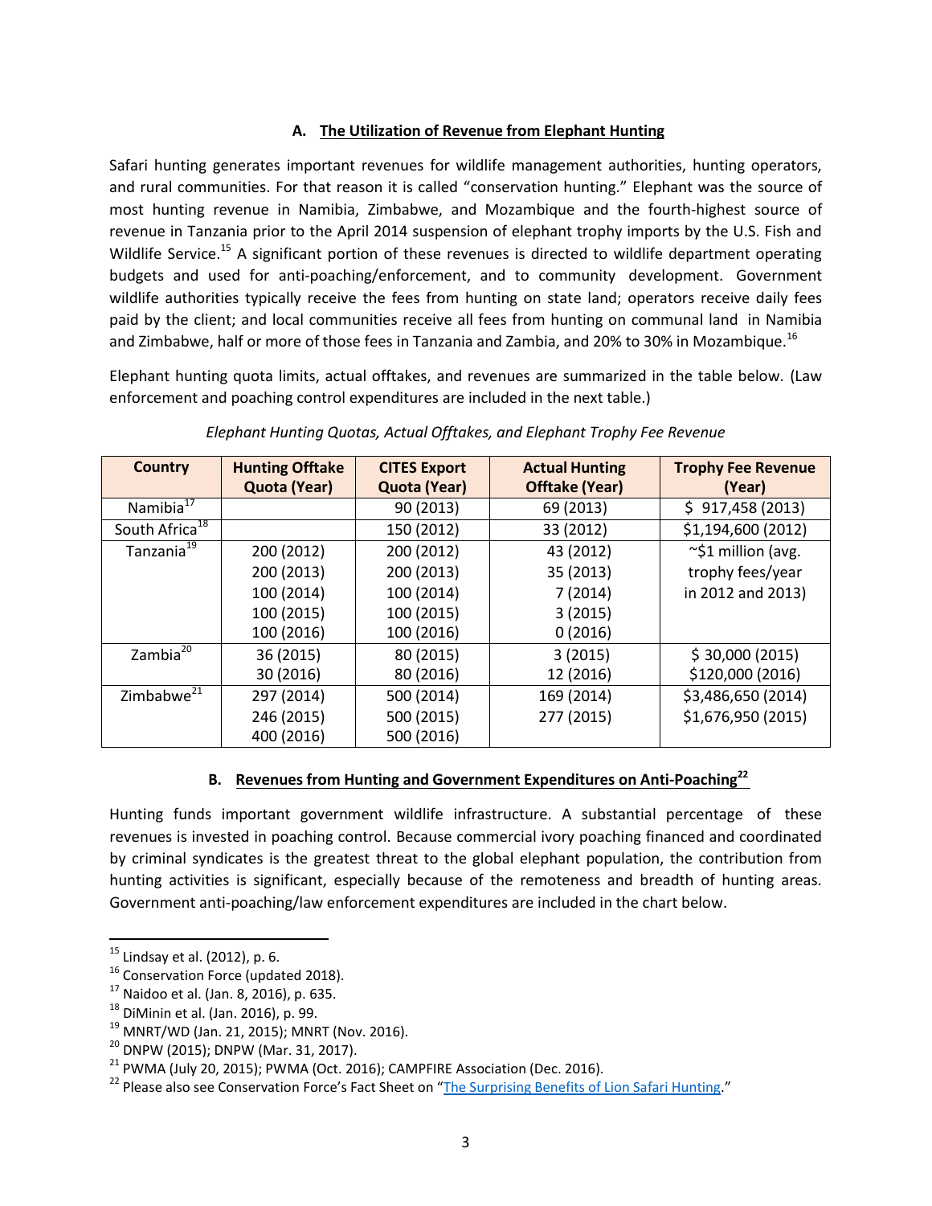### A. The Utilization of Revenue from Elephant Hunting

Safari hunting generates important revenues for wildlife management authorities, hunting operators, and rural communities. For that reason it is called "conservation hunting." Elephant was the source of most hunting revenue in Namibia, Zimbabwe, and Mozambique and the fourth-highest source of revenue in Tanzania prior to the April 2014 suspension of elephant trophy imports by the U.S. Fish and Wildlife Service.[15] A significant portion of these revenues is directed to wildlife department operating budgets and used for anti-poaching/enforcement, and to community development. Government wildlife authorities typically receive the fees from hunting on state land; operators receive daily fees paid by the client; and local communities receive all fees from hunting on communal land in Namibia and Zimbabwe, half or more of those fees in Tanzania and Zambia, and 20% to 30% in Mozambique.[16]

Elephant hunting quota limits, actual offtakes, and revenues are summarized in the table below. (Law enforcement and poaching control expenditures are included in the next table.)

*Elephant Hunting Quotas, Actual Offtakes, and Elephant Trophy Fee Revenue*

| Country | Hunting Offtake Quota (Year) | CITES Export Quota (Year) | Actual Hunting Offtake (Year) | Trophy Fee Revenue (Year) |
|---|---|---|---|---|
| Namibia[17] | | 90 (2013) | 69 (2013) | $ 917,458 (2013) |
| South Africa[18] | | 150 (2012) | 33 (2012) | $1,194,600 (2012) |
| Tanzania[19] | 200 (2012)<br>200 (2013)<br>100 (2014)<br>100 (2015)<br>100 (2016) | 200 (2012)<br>200 (2013)<br>100 (2014)<br>100 (2015)<br>100 (2016) | 43 (2012)<br>35 (2013)<br>7 (2014)<br>3 (2015)<br>0 (2016) | ~$1 million (avg. trophy fees/year in 2012 and 2013) |
| Zambia[20] | 36 (2015)<br>30 (2016) | 80 (2015)<br>80 (2016) | 3 (2015)<br>12 (2016) | $ 30,000 (2015)<br>$120,000 (2016) |
| Zimbabwe[21] | 297 (2014)<br>246 (2015)<br>400 (2016) | 500 (2014)<br>500 (2015)<br>500 (2016) | 169 (2014)<br>277 (2015) | $3,486,650 (2014)<br>$1,676,950 (2015) |

### B. Revenues from Hunting and Government Expenditures on Anti-Poaching[22]

Hunting funds important government wildlife infrastructure. A substantial percentage of these revenues is invested in poaching control. Because commercial ivory poaching financed and coordinated by criminal syndicates is the greatest threat to the global elephant population, the contribution from hunting activities is significant, especially because of the remoteness and breadth of hunting areas. Government anti-poaching/law enforcement expenditures are included in the chart below.

---

[15] Lindsay et al. (2012), p. 6.

[16] Conservation Force (updated 2018).

[17] Naidoo et al. (Jan. 8, 2016), p. 635.

[18] DiMinin et al. (Jan. 2016), p. 99.

[19] MNRT/WD (Jan. 21, 2015); MNRT (Nov. 2016).

[20] DNPW (2015); DNPW (Mar. 31, 2017).

[21] PWMA (July 20, 2015); PWMA (Oct. 2016); CAMPFIRE Association (Dec. 2016).

[22] Please also see Conservation Force's Fact Sheet on "The Surprising Benefits of Lion Safari Hunting."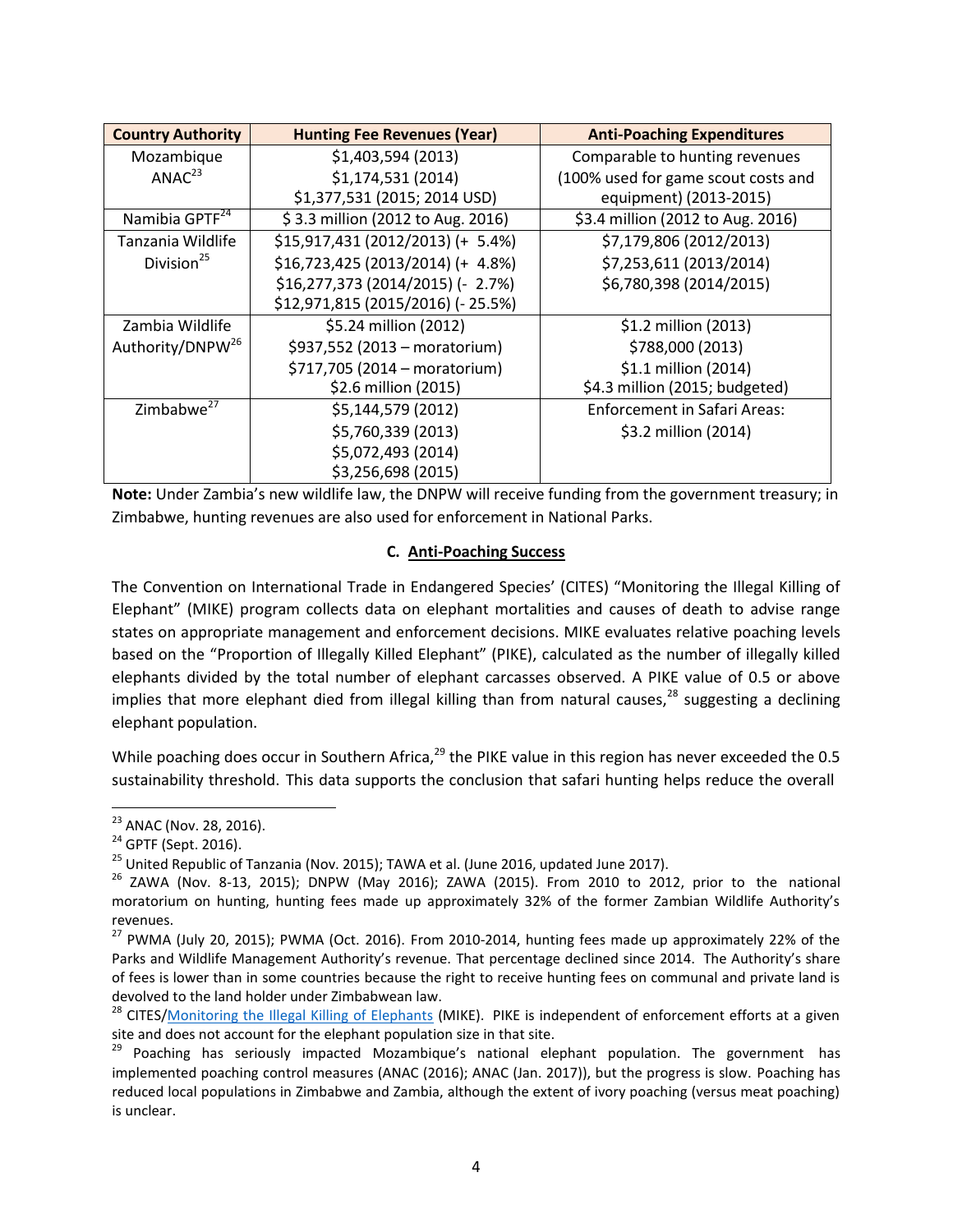| Country Authority | Hunting Fee Revenues (Year) | Anti-Poaching Expenditures |
| --- | --- | --- |
| Mozambique ANAC[23] | $1,403,594 (2013)<br>$1,174,531 (2014)<br>$1,377,531 (2015; 2014 USD) | Comparable to hunting revenues (100% used for game scout costs and equipment) (2013-2015) |
| Namibia GPTF[24] | $ 3.3 million (2012 to Aug. 2016) | $3.4 million (2012 to Aug. 2016) |
| Tanzania Wildlife Division[25] | $15,917,431 (2012/2013) (+ 5.4%)<br>$16,723,425 (2013/2014) (+ 4.8%)<br>$16,277,373 (2014/2015) (- 2.7%)<br>$12,971,815 (2015/2016) (- 25.5%) | $7,179,806 (2012/2013)<br>$7,253,611 (2013/2014)<br>$6,780,398 (2014/2015) |
| Zambia Wildlife Authority/DNPW[26] | $5.24 million (2012)<br>$937,552 (2013 – moratorium)<br>$717,705 (2014 – moratorium)<br>$2.6 million (2015) | $1.2 million (2013)<br>$788,000 (2013)<br>$1.1 million (2014)<br>$4.3 million (2015; budgeted) |
| Zimbabwe[27] | $5,144,579 (2012)<br>$5,760,339 (2013)<br>$5,072,493 (2014)<br>$3,256,698 (2015) | Enforcement in Safari Areas:<br>$3.2 million (2014) |

**Note:** Under Zambia's new wildlife law, the DNPW will receive funding from the government treasury; in Zimbabwe, hunting revenues are also used for enforcement in National Parks.

### C. Anti-Poaching Success

The Convention on International Trade in Endangered Species' (CITES) "Monitoring the Illegal Killing of Elephant" (MIKE) program collects data on elephant mortalities and causes of death to advise range states on appropriate management and enforcement decisions. MIKE evaluates relative poaching levels based on the "Proportion of Illegally Killed Elephant" (PIKE), calculated as the number of illegally killed elephants divided by the total number of elephant carcasses observed. A PIKE value of 0.5 or above implies that more elephant died from illegal killing than from natural causes,[28] suggesting a declining elephant population.

While poaching does occur in Southern Africa,[29] the PIKE value in this region has never exceeded the 0.5 sustainability threshold. This data supports the conclusion that safari hunting helps reduce the overall

---

[23] ANAC (Nov. 28, 2016).

[24] GPTF (Sept. 2016).

[25] United Republic of Tanzania (Nov. 2015); TAWA et al. (June 2016, updated June 2017).

[26] ZAWA (Nov. 8-13, 2015); DNPW (May 2016); ZAWA (2015). From 2010 to 2012, prior to the national moratorium on hunting, hunting fees made up approximately 32% of the former Zambian Wildlife Authority's revenues.

[27] PWMA (July 20, 2015); PWMA (Oct. 2016). From 2010-2014, hunting fees made up approximately 22% of the Parks and Wildlife Management Authority's revenue. That percentage declined since 2014. The Authority's share of fees is lower than in some countries because the right to receive hunting fees on communal and private land is devolved to the land holder under Zimbabwean law.

[28] CITES/Monitoring the Illegal Killing of Elephants (MIKE). PIKE is independent of enforcement efforts at a given site and does not account for the elephant population size in that site.

[29] Poaching has seriously impacted Mozambique's national elephant population. The government has implemented poaching control measures (ANAC (2016); ANAC (Jan. 2017)), but the progress is slow. Poaching has reduced local populations in Zimbabwe and Zambia, although the extent of ivory poaching (versus meat poaching) is unclear.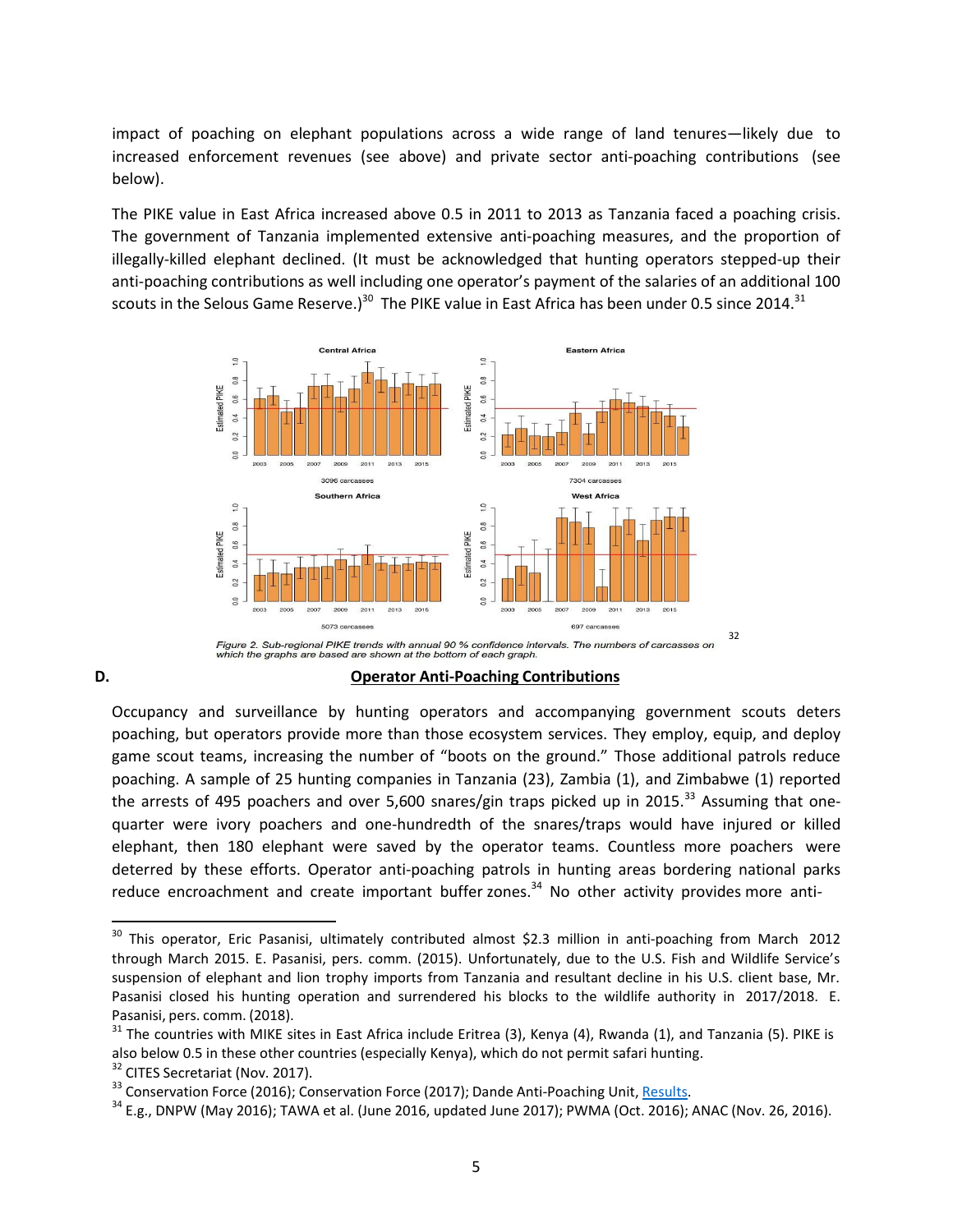impact of poaching on elephant populations across a wide range of land tenures—likely due to increased enforcement revenues (see above) and private sector anti-poaching contributions (see below).

The PIKE value in East Africa increased above 0.5 in 2011 to 2013 as Tanzania faced a poaching crisis. The government of Tanzania implemented extensive anti-poaching measures, and the proportion of illegally-killed elephant declined. (It must be acknowledged that hunting operators stepped-up their anti-poaching contributions as well including one operator's payment of the salaries of an additional 100 scouts in the Selous Game Reserve.)[30] The PIKE value in East Africa has been under 0.5 since 2014.[31]

*Figure 2. Sub-regional PIKE trends with annual 90 % confidence intervals. The numbers of carcasses on which the graphs are based are shown at the bottom of each graph.* [32]

### D. Operator Anti-Poaching Contributions

Occupancy and surveillance by hunting operators and accompanying government scouts deters poaching, but operators provide more than those ecosystem services. They employ, equip, and deploy game scout teams, increasing the number of "boots on the ground." Those additional patrols reduce poaching. A sample of 25 hunting companies in Tanzania (23), Zambia (1), and Zimbabwe (1) reported the arrests of 495 poachers and over 5,600 snares/gin traps picked up in 2015.[33] Assuming that one-quarter were ivory poachers and one-hundredth of the snares/traps would have injured or killed elephant, then 180 elephant were saved by the operator teams. Countless more poachers were deterred by these efforts. Operator anti-poaching patrols in hunting areas bordering national parks reduce encroachment and create important buffer zones.[34] No other activity provides more anti-

---

[30] This operator, Eric Pasanisi, ultimately contributed almost $2.3 million in anti-poaching from March 2012 through March 2015. E. Pasanisi, pers. comm. (2015). Unfortunately, due to the U.S. Fish and Wildlife Service's suspension of elephant and lion trophy imports from Tanzania and resultant decline in his U.S. client base, Mr. Pasanisi closed his hunting operation and surrendered his blocks to the wildlife authority in 2017/2018. E. Pasanisi, pers. comm. (2018).

[31] The countries with MIKE sites in East Africa include Eritrea (3), Kenya (4), Rwanda (1), and Tanzania (5). PIKE is also below 0.5 in these other countries (especially Kenya), which do not permit safari hunting.

[32] CITES Secretariat (Nov. 2017).

[33] Conservation Force (2016); Conservation Force (2017); Dande Anti-Poaching Unit, Results.

[34] E.g., DNPW (May 2016); TAWA et al. (June 2016, updated June 2017); PWMA (Oct. 2016); ANAC (Nov. 26, 2016).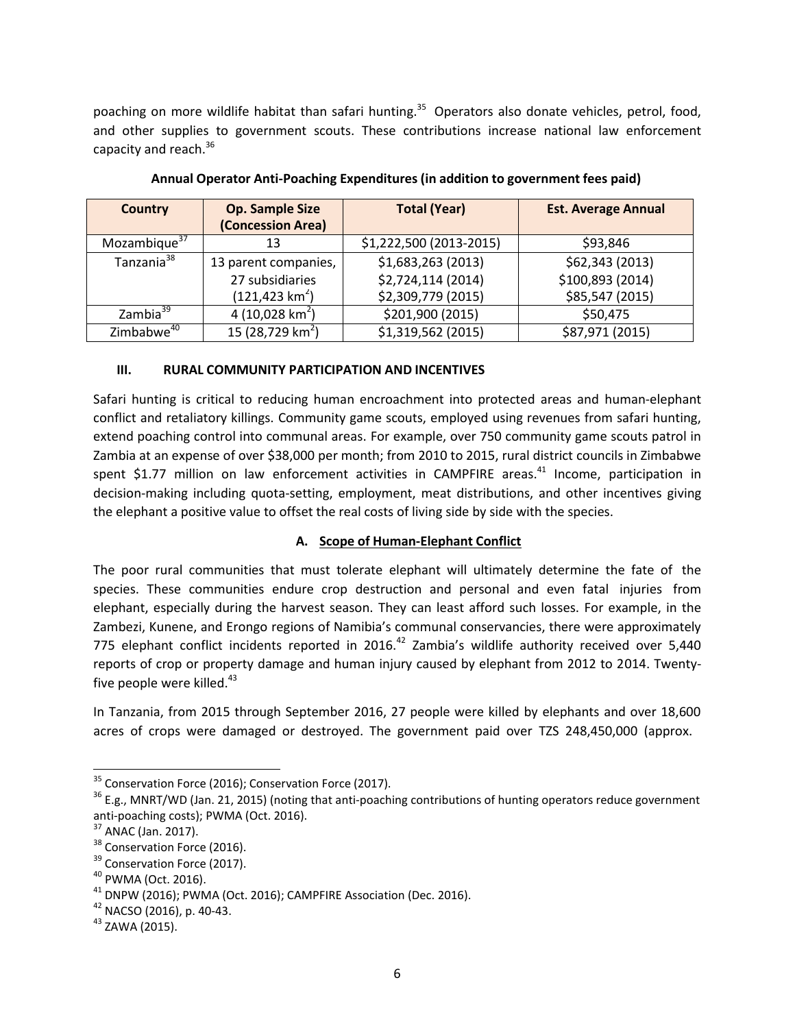poaching on more wildlife habitat than safari hunting.[35] Operators also donate vehicles, petrol, food, and other supplies to government scouts. These contributions increase national law enforcement capacity and reach.[36]

**Annual Operator Anti-Poaching Expenditures (in addition to government fees paid)**

| Country | Op. Sample Size (Concession Area) | Total (Year) | Est. Average Annual |
|---|---|---|---|
| Mozambique[37] | 13 | \$1,222,500 (2013-2015) | \$93,846 |
| Tanzania[38] | 13 parent companies, 27 subsidiaries (121,423 km$^2$) | \$1,683,263 (2013)<br>\$2,724,114 (2014)<br>\$2,309,779 (2015) | \$62,343 (2013)<br>\$100,893 (2014)<br>\$85,547 (2015) |
| Zambia[39] | 4 (10,028 km$^2$) | \$201,900 (2015) | \$50,475 |
| Zimbabwe[40] | 15 (28,729 km$^2$) | \$1,319,562 (2015) | \$87,971 (2015) |

## III. RURAL COMMUNITY PARTICIPATION AND INCENTIVES

Safari hunting is critical to reducing human encroachment into protected areas and human-elephant conflict and retaliatory killings. Community game scouts, employed using revenues from safari hunting, extend poaching control into communal areas. For example, over 750 community game scouts patrol in Zambia at an expense of over \$38,000 per month; from 2010 to 2015, rural district councils in Zimbabwe spent \$1.77 million on law enforcement activities in CAMPFIRE areas.[41] Income, participation in decision-making including quota-setting, employment, meat distributions, and other incentives giving the elephant a positive value to offset the real costs of living side by side with the species.

### A. Scope of Human-Elephant Conflict

The poor rural communities that must tolerate elephant will ultimately determine the fate of the species. These communities endure crop destruction and personal and even fatal injuries from elephant, especially during the harvest season. They can least afford such losses. For example, in the Zambezi, Kunene, and Erongo regions of Namibia's communal conservancies, there were approximately 775 elephant conflict incidents reported in 2016.[42] Zambia's wildlife authority received over 5,440 reports of crop or property damage and human injury caused by elephant from 2012 to 2014. Twenty-five people were killed.[43]

In Tanzania, from 2015 through September 2016, 27 people were killed by elephants and over 18,600 acres of crops were damaged or destroyed. The government paid over TZS 248,450,000 (approx.

---

[35] Conservation Force (2016); Conservation Force (2017).

[36] E.g., MNRT/WD (Jan. 21, 2015) (noting that anti-poaching contributions of hunting operators reduce government anti-poaching costs); PWMA (Oct. 2016).

[37] ANAC (Jan. 2017).

[38] Conservation Force (2016).

[39] Conservation Force (2017).

[40] PWMA (Oct. 2016).

[41] DNPW (2016); PWMA (Oct. 2016); CAMPFIRE Association (Dec. 2016).

[42] NACSO (2016), p. 40-43.

[43] ZAWA (2015).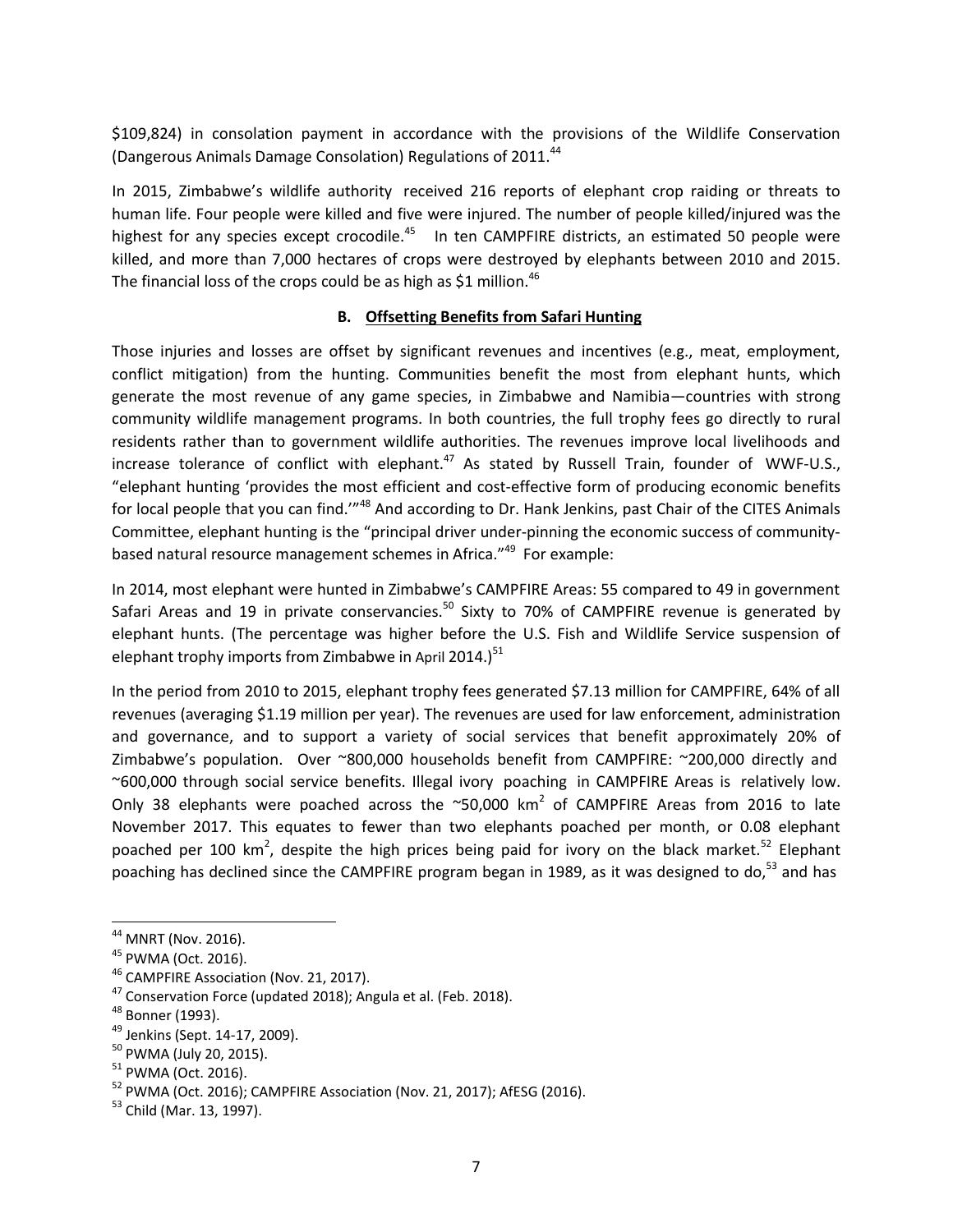$109,824) in consolation payment in accordance with the provisions of the Wildlife Conservation (Dangerous Animals Damage Consolation) Regulations of 2011.[44]

In 2015, Zimbabwe's wildlife authority received 216 reports of elephant crop raiding or threats to human life. Four people were killed and five were injured. The number of people killed/injured was the highest for any species except crocodile.[45] In ten CAMPFIRE districts, an estimated 50 people were killed, and more than 7,000 hectares of crops were destroyed by elephants between 2010 and 2015. The financial loss of the crops could be as high as $1 million.[46]

### B. Offsetting Benefits from Safari Hunting

Those injuries and losses are offset by significant revenues and incentives (e.g., meat, employment, conflict mitigation) from the hunting. Communities benefit the most from elephant hunts, which generate the most revenue of any game species, in Zimbabwe and Namibia—countries with strong community wildlife management programs. In both countries, the full trophy fees go directly to rural residents rather than to government wildlife authorities. The revenues improve local livelihoods and increase tolerance of conflict with elephant.[47] As stated by Russell Train, founder of WWF-U.S., "elephant hunting 'provides the most efficient and cost-effective form of producing economic benefits for local people that you can find.'"[48] And according to Dr. Hank Jenkins, past Chair of the CITES Animals Committee, elephant hunting is the "principal driver under-pinning the economic success of community-based natural resource management schemes in Africa."[49] For example:

In 2014, most elephant were hunted in Zimbabwe's CAMPFIRE Areas: 55 compared to 49 in government Safari Areas and 19 in private conservancies.[50] Sixty to 70% of CAMPFIRE revenue is generated by elephant hunts. (The percentage was higher before the U.S. Fish and Wildlife Service suspension of elephant trophy imports from Zimbabwe in April 2014.)[51]

In the period from 2010 to 2015, elephant trophy fees generated $7.13 million for CAMPFIRE, 64% of all revenues (averaging $1.19 million per year). The revenues are used for law enforcement, administration and governance, and to support a variety of social services that benefit approximately 20% of Zimbabwe's population. Over ~800,000 households benefit from CAMPFIRE: ~200,000 directly and ~600,000 through social service benefits. Illegal ivory poaching in CAMPFIRE Areas is relatively low. Only 38 elephants were poached across the ~50,000 km$^2$ of CAMPFIRE Areas from 2016 to late November 2017. This equates to fewer than two elephants poached per month, or 0.08 elephant poached per 100 km$^2$, despite the high prices being paid for ivory on the black market.[52] Elephant poaching has declined since the CAMPFIRE program began in 1989, as it was designed to do,[53] and has

---

[44] MNRT (Nov. 2016).
[45] PWMA (Oct. 2016).
[46] CAMPFIRE Association (Nov. 21, 2017).
[47] Conservation Force (updated 2018); Angula et al. (Feb. 2018).
[48] Bonner (1993).
[49] Jenkins (Sept. 14-17, 2009).
[50] PWMA (July 20, 2015).
[51] PWMA (Oct. 2016).
[52] PWMA (Oct. 2016); CAMPFIRE Association (Nov. 21, 2017); AfESG (2016).
[53] Child (Mar. 13, 1997).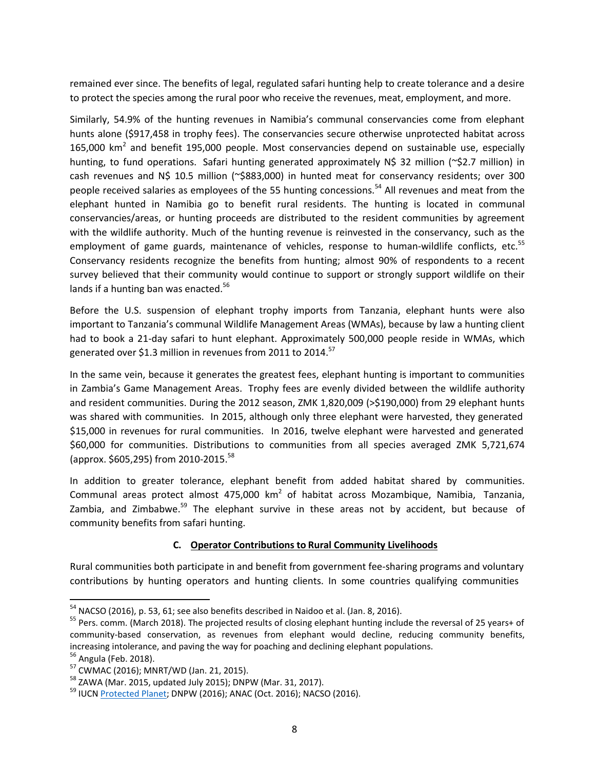remained ever since. The benefits of legal, regulated safari hunting help to create tolerance and a desire to protect the species among the rural poor who receive the revenues, meat, employment, and more.

Similarly, 54.9% of the hunting revenues in Namibia's communal conservancies come from elephant hunts alone ($917,458 in trophy fees). The conservancies secure otherwise unprotected habitat across 165,000 km$^2$ and benefit 195,000 people. Most conservancies depend on sustainable use, especially hunting, to fund operations. Safari hunting generated approximately N$ 32 million (~$2.7 million) in cash revenues and N$ 10.5 million (~$883,000) in hunted meat for conservancy residents; over 300 people received salaries as employees of the 55 hunting concessions.[54] All revenues and meat from the elephant hunted in Namibia go to benefit rural residents. The hunting is located in communal conservancies/areas, or hunting proceeds are distributed to the resident communities by agreement with the wildlife authority. Much of the hunting revenue is reinvested in the conservancy, such as the employment of game guards, maintenance of vehicles, response to human-wildlife conflicts, etc.[55] Conservancy residents recognize the benefits from hunting; almost 90% of respondents to a recent survey believed that their community would continue to support or strongly support wildlife on their lands if a hunting ban was enacted.[56]

Before the U.S. suspension of elephant trophy imports from Tanzania, elephant hunts were also important to Tanzania's communal Wildlife Management Areas (WMAs), because by law a hunting client had to book a 21-day safari to hunt elephant. Approximately 500,000 people reside in WMAs, which generated over $1.3 million in revenues from 2011 to 2014.[57]

In the same vein, because it generates the greatest fees, elephant hunting is important to communities in Zambia's Game Management Areas. Trophy fees are evenly divided between the wildlife authority and resident communities. During the 2012 season, ZMK 1,820,009 (>$190,000) from 29 elephant hunts was shared with communities. In 2015, although only three elephant were harvested, they generated $15,000 in revenues for rural communities. In 2016, twelve elephant were harvested and generated $60,000 for communities. Distributions to communities from all species averaged ZMK 5,721,674 (approx. $605,295) from 2010-2015.[58]

In addition to greater tolerance, elephant benefit from added habitat shared by communities. Communal areas protect almost 475,000 km$^2$ of habitat across Mozambique, Namibia, Tanzania, Zambia, and Zimbabwe.[59] The elephant survive in these areas not by accident, but because of community benefits from safari hunting.

### C. Operator Contributions to Rural Community Livelihoods

Rural communities both participate in and benefit from government fee-sharing programs and voluntary contributions by hunting operators and hunting clients. In some countries qualifying communities

---

[54] NACSO (2016), p. 53, 61; see also benefits described in Naidoo et al. (Jan. 8, 2016).

[55] Pers. comm. (March 2018). The projected results of closing elephant hunting include the reversal of 25 years+ of community-based conservation, as revenues from elephant would decline, reducing community benefits, increasing intolerance, and paving the way for poaching and declining elephant populations.

[56] Angula (Feb. 2018).

[57] CWMAC (2016); MNRT/WD (Jan. 21, 2015).

[58] ZAWA (Mar. 2015, updated July 2015); DNPW (Mar. 31, 2017).

[59] IUCN Protected Planet; DNPW (2016); ANAC (Oct. 2016); NACSO (2016).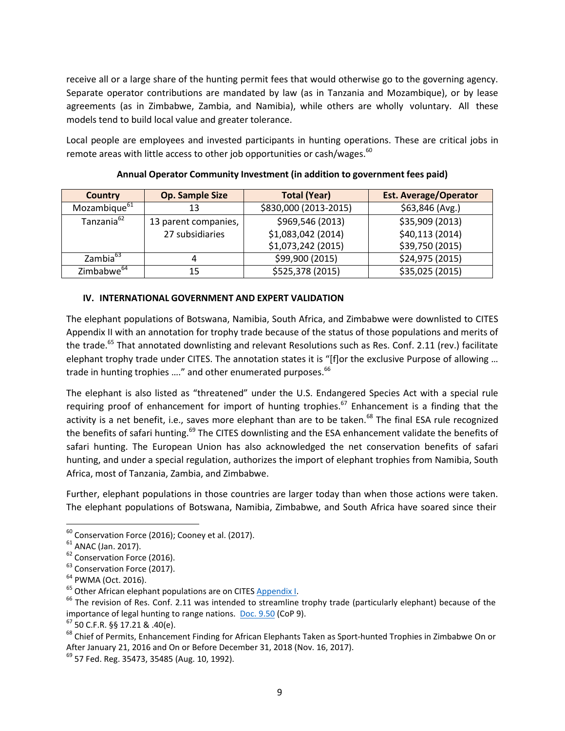receive all or a large share of the hunting permit fees that would otherwise go to the governing agency. Separate operator contributions are mandated by law (as in Tanzania and Mozambique), or by lease agreements (as in Zimbabwe, Zambia, and Namibia), while others are wholly voluntary. All these models tend to build local value and greater tolerance.

Local people are employees and invested participants in hunting operations. These are critical jobs in remote areas with little access to other job opportunities or cash/wages.[60]

**Annual Operator Community Investment (in addition to government fees paid)**

| Country | Op. Sample Size | Total (Year) | Est. Average/Operator |
|---|---|---|---|
| Mozambique[61] | 13 | $830,000 (2013-2015) | $63,846 (Avg.) |
| Tanzania[62] | 13 parent companies, 27 subsidiaries | $969,546 (2013)<br>$1,083,042 (2014)<br>$1,073,242 (2015) | $35,909 (2013)<br>$40,113 (2014)<br>$39,750 (2015) |
| Zambia[63] | 4 | $99,900 (2015) | $24,975 (2015) |
| Zimbabwe[64] | 15 | $525,378 (2015) | $35,025 (2015) |

### IV. INTERNATIONAL GOVERNMENT AND EXPERT VALIDATION

The elephant populations of Botswana, Namibia, South Africa, and Zimbabwe were downlisted to CITES Appendix II with an annotation for trophy trade because of the status of those populations and merits of the trade.[65] That annotated downlisting and relevant Resolutions such as Res. Conf. 2.11 (rev.) facilitate elephant trophy trade under CITES. The annotation states it is "[f]or the exclusive Purpose of allowing … trade in hunting trophies …." and other enumerated purposes.[66]

The elephant is also listed as "threatened" under the U.S. Endangered Species Act with a special rule requiring proof of enhancement for import of hunting trophies.[67] Enhancement is a finding that the activity is a net benefit, i.e., saves more elephant than are to be taken.[68] The final ESA rule recognized the benefits of safari hunting.[69] The CITES downlisting and the ESA enhancement validate the benefits of safari hunting. The European Union has also acknowledged the net conservation benefits of safari hunting, and under a special regulation, authorizes the import of elephant trophies from Namibia, South Africa, most of Tanzania, Zambia, and Zimbabwe.

Further, elephant populations in those countries are larger today than when those actions were taken. The elephant populations of Botswana, Namibia, Zimbabwe, and South Africa have soared since their

---

[60] Conservation Force (2016); Cooney et al. (2017).

[61] ANAC (Jan. 2017).

[62] Conservation Force (2016).

[63] Conservation Force (2017).

[64] PWMA (Oct. 2016).

[65] Other African elephant populations are on CITES Appendix I.

[66] The revision of Res. Conf. 2.11 was intended to streamline trophy trade (particularly elephant) because of the importance of legal hunting to range nations. Doc. 9.50 (CoP 9).

[67] 50 C.F.R. §§ 17.21 & .40(e).

[68] Chief of Permits, Enhancement Finding for African Elephants Taken as Sport-hunted Trophies in Zimbabwe On or After January 21, 2016 and On or Before December 31, 2018 (Nov. 16, 2017).

[69] 57 Fed. Reg. 35473, 35485 (Aug. 10, 1992).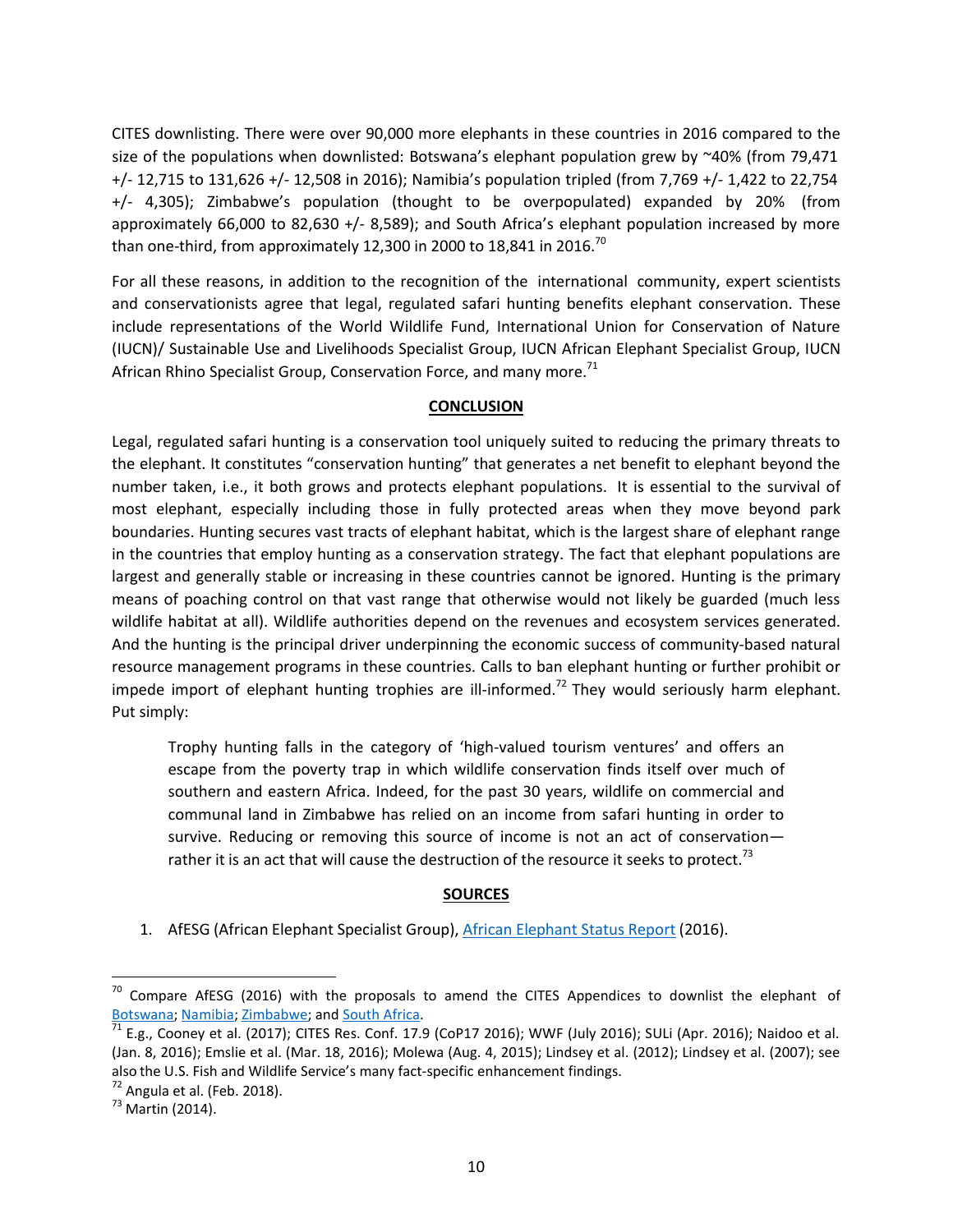CITES downlisting. There were over 90,000 more elephants in these countries in 2016 compared to the size of the populations when downlisted: Botswana's elephant population grew by ~40% (from 79,471 +/- 12,715 to 131,626 +/- 12,508 in 2016); Namibia's population tripled (from 7,769 +/- 1,422 to 22,754 +/- 4,305); Zimbabwe's population (thought to be overpopulated) expanded by 20% (from approximately 66,000 to 82,630 +/- 8,589); and South Africa's elephant population increased by more than one-third, from approximately 12,300 in 2000 to 18,841 in 2016.[70]

For all these reasons, in addition to the recognition of the international community, expert scientists and conservationists agree that legal, regulated safari hunting benefits elephant conservation. These include representations of the World Wildlife Fund, International Union for Conservation of Nature (IUCN)/ Sustainable Use and Livelihoods Specialist Group, IUCN African Elephant Specialist Group, IUCN African Rhino Specialist Group, Conservation Force, and many more.[71]

## CONCLUSION

Legal, regulated safari hunting is a conservation tool uniquely suited to reducing the primary threats to the elephant. It constitutes "conservation hunting" that generates a net benefit to elephant beyond the number taken, i.e., it both grows and protects elephant populations. It is essential to the survival of most elephant, especially including those in fully protected areas when they move beyond park boundaries. Hunting secures vast tracts of elephant habitat, which is the largest share of elephant range in the countries that employ hunting as a conservation strategy. The fact that elephant populations are largest and generally stable or increasing in these countries cannot be ignored. Hunting is the primary means of poaching control on that vast range that otherwise would not likely be guarded (much less wildlife habitat at all). Wildlife authorities depend on the revenues and ecosystem services generated. And the hunting is the principal driver underpinning the economic success of community-based natural resource management programs in these countries. Calls to ban elephant hunting or further prohibit or impede import of elephant hunting trophies are ill-informed.[72] They would seriously harm elephant. Put simply:

> Trophy hunting falls in the category of 'high-valued tourism ventures' and offers an escape from the poverty trap in which wildlife conservation finds itself over much of southern and eastern Africa. Indeed, for the past 30 years, wildlife on commercial and communal land in Zimbabwe has relied on an income from safari hunting in order to survive. Reducing or removing this source of income is not an act of conservation—rather it is an act that will cause the destruction of the resource it seeks to protect.[73]

## SOURCES

1. AfESG (African Elephant Specialist Group), African Elephant Status Report (2016).

---

[70] Compare AfESG (2016) with the proposals to amend the CITES Appendices to downlist the elephant of Botswana; Namibia; Zimbabwe; and South Africa.

[71] E.g., Cooney et al. (2017); CITES Res. Conf. 17.9 (CoP17 2016); WWF (July 2016); SULi (Apr. 2016); Naidoo et al. (Jan. 8, 2016); Emslie et al. (Mar. 18, 2016); Molewa (Aug. 4, 2015); Lindsey et al. (2012); Lindsey et al. (2007); see also the U.S. Fish and Wildlife Service's many fact-specific enhancement findings.

[72] Angula et al. (Feb. 2018).

[73] Martin (2014).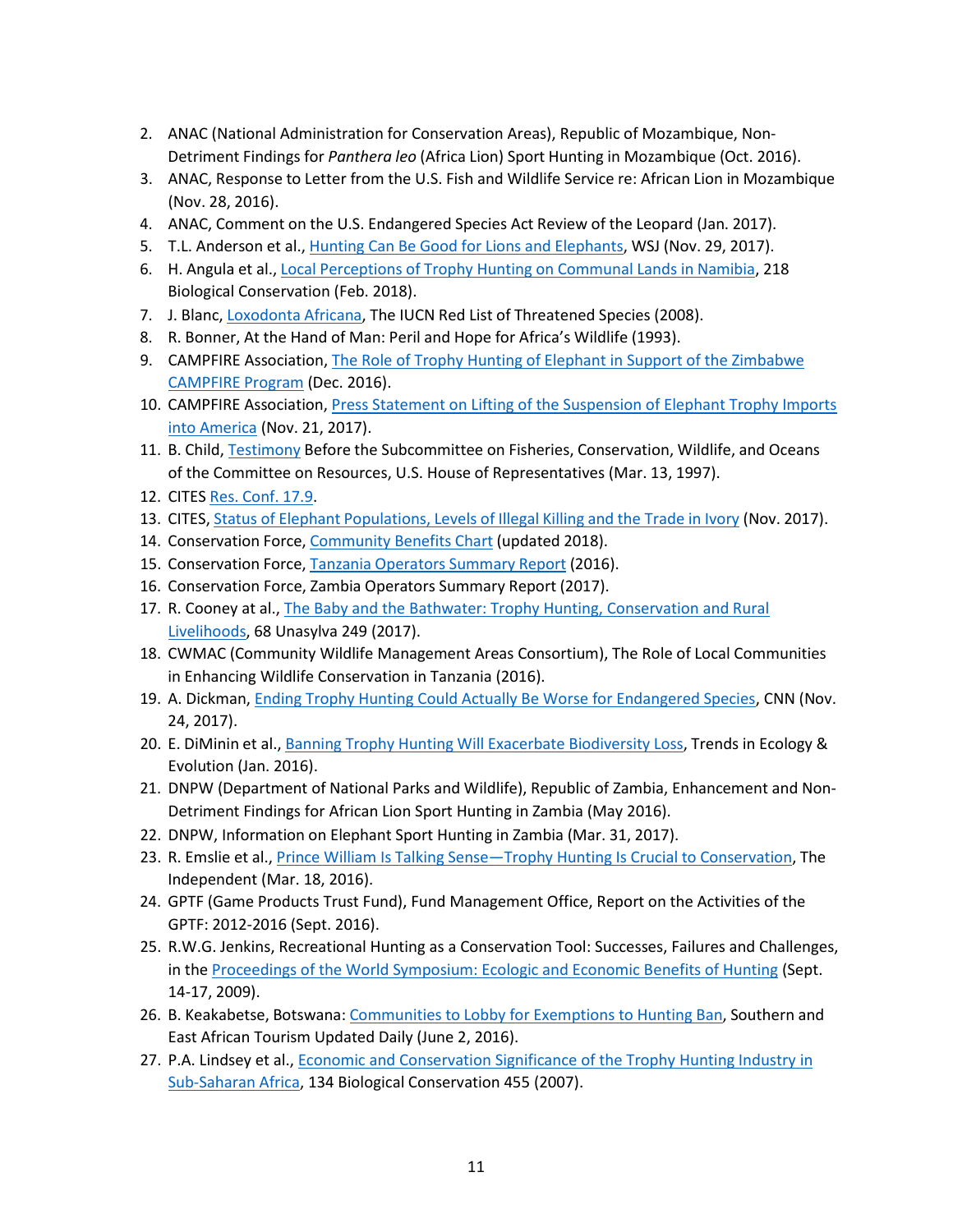2. ANAC (National Administration for Conservation Areas), Republic of Mozambique, Non-Detriment Findings for *Panthera leo* (Africa Lion) Sport Hunting in Mozambique (Oct. 2016).
3. ANAC, Response to Letter from the U.S. Fish and Wildlife Service re: African Lion in Mozambique (Nov. 28, 2016).
4. ANAC, Comment on the U.S. Endangered Species Act Review of the Leopard (Jan. 2017).
5. T.L. Anderson et al., Hunting Can Be Good for Lions and Elephants, WSJ (Nov. 29, 2017).
6. H. Angula et al., Local Perceptions of Trophy Hunting on Communal Lands in Namibia, 218 Biological Conservation (Feb. 2018).
7. J. Blanc, Loxodonta Africana, The IUCN Red List of Threatened Species (2008).
8. R. Bonner, At the Hand of Man: Peril and Hope for Africa's Wildlife (1993).
9. CAMPFIRE Association, The Role of Trophy Hunting of Elephant in Support of the Zimbabwe CAMPFIRE Program (Dec. 2016).
10. CAMPFIRE Association, Press Statement on Lifting of the Suspension of Elephant Trophy Imports into America (Nov. 21, 2017).
11. B. Child, Testimony Before the Subcommittee on Fisheries, Conservation, Wildlife, and Oceans of the Committee on Resources, U.S. House of Representatives (Mar. 13, 1997).
12. CITES Res. Conf. 17.9.
13. CITES, Status of Elephant Populations, Levels of Illegal Killing and the Trade in Ivory (Nov. 2017).
14. Conservation Force, Community Benefits Chart (updated 2018).
15. Conservation Force, Tanzania Operators Summary Report (2016).
16. Conservation Force, Zambia Operators Summary Report (2017).
17. R. Cooney at al., The Baby and the Bathwater: Trophy Hunting, Conservation and Rural Livelihoods, 68 Unasylva 249 (2017).
18. CWMAC (Community Wildlife Management Areas Consortium), The Role of Local Communities in Enhancing Wildlife Conservation in Tanzania (2016).
19. A. Dickman, Ending Trophy Hunting Could Actually Be Worse for Endangered Species, CNN (Nov. 24, 2017).
20. E. DiMinin et al., Banning Trophy Hunting Will Exacerbate Biodiversity Loss, Trends in Ecology & Evolution (Jan. 2016).
21. DNPW (Department of National Parks and Wildlife), Republic of Zambia, Enhancement and Non-Detriment Findings for African Lion Sport Hunting in Zambia (May 2016).
22. DNPW, Information on Elephant Sport Hunting in Zambia (Mar. 31, 2017).
23. R. Emslie et al., Prince William Is Talking Sense—Trophy Hunting Is Crucial to Conservation, The Independent (Mar. 18, 2016).
24. GPTF (Game Products Trust Fund), Fund Management Office, Report on the Activities of the GPTF: 2012-2016 (Sept. 2016).
25. R.W.G. Jenkins, Recreational Hunting as a Conservation Tool: Successes, Failures and Challenges, in the Proceedings of the World Symposium: Ecologic and Economic Benefits of Hunting (Sept. 14-17, 2009).
26. B. Keakabetse, Botswana: Communities to Lobby for Exemptions to Hunting Ban, Southern and East African Tourism Updated Daily (June 2, 2016).
27. P.A. Lindsey et al., Economic and Conservation Significance of the Trophy Hunting Industry in Sub-Saharan Africa, 134 Biological Conservation 455 (2007).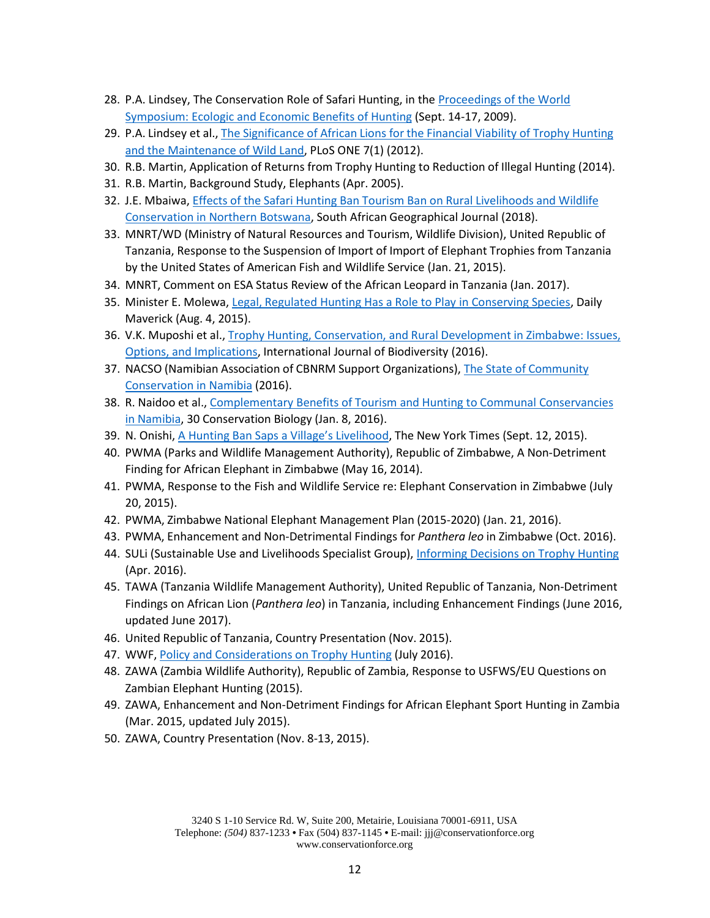28. P.A. Lindsey, The Conservation Role of Safari Hunting, in the Proceedings of the World Symposium: Ecologic and Economic Benefits of Hunting (Sept. 14-17, 2009).
29. P.A. Lindsey et al., The Significance of African Lions for the Financial Viability of Trophy Hunting and the Maintenance of Wild Land, PLoS ONE 7(1) (2012).
30. R.B. Martin, Application of Returns from Trophy Hunting to Reduction of Illegal Hunting (2014).
31. R.B. Martin, Background Study, Elephants (Apr. 2005).
32. J.E. Mbaiwa, Effects of the Safari Hunting Ban Tourism Ban on Rural Livelihoods and Wildlife Conservation in Northern Botswana, South African Geographical Journal (2018).
33. MNRT/WD (Ministry of Natural Resources and Tourism, Wildlife Division), United Republic of Tanzania, Response to the Suspension of Import of Import of Elephant Trophies from Tanzania by the United States of American Fish and Wildlife Service (Jan. 21, 2015).
34. MNRT, Comment on ESA Status Review of the African Leopard in Tanzania (Jan. 2017).
35. Minister E. Molewa, Legal, Regulated Hunting Has a Role to Play in Conserving Species, Daily Maverick (Aug. 4, 2015).
36. V.K. Muposhi et al., Trophy Hunting, Conservation, and Rural Development in Zimbabwe: Issues, Options, and Implications, International Journal of Biodiversity (2016).
37. NACSO (Namibian Association of CBNRM Support Organizations), The State of Community Conservation in Namibia (2016).
38. R. Naidoo et al., Complementary Benefits of Tourism and Hunting to Communal Conservancies in Namibia, 30 Conservation Biology (Jan. 8, 2016).
39. N. Onishi, A Hunting Ban Saps a Village's Livelihood, The New York Times (Sept. 12, 2015).
40. PWMA (Parks and Wildlife Management Authority), Republic of Zimbabwe, A Non-Detriment Finding for African Elephant in Zimbabwe (May 16, 2014).
41. PWMA, Response to the Fish and Wildlife Service re: Elephant Conservation in Zimbabwe (July 20, 2015).
42. PWMA, Zimbabwe National Elephant Management Plan (2015-2020) (Jan. 21, 2016).
43. PWMA, Enhancement and Non-Detrimental Findings for *Panthera leo* in Zimbabwe (Oct. 2016).
44. SULi (Sustainable Use and Livelihoods Specialist Group), Informing Decisions on Trophy Hunting (Apr. 2016).
45. TAWA (Tanzania Wildlife Management Authority), United Republic of Tanzania, Non-Detriment Findings on African Lion (*Panthera leo*) in Tanzania, including Enhancement Findings (June 2016, updated June 2017).
46. United Republic of Tanzania, Country Presentation (Nov. 2015).
47. WWF, Policy and Considerations on Trophy Hunting (July 2016).
48. ZAWA (Zambia Wildlife Authority), Republic of Zambia, Response to USFWS/EU Questions on Zambian Elephant Hunting (2015).
49. ZAWA, Enhancement and Non-Detriment Findings for African Elephant Sport Hunting in Zambia (Mar. 2015, updated July 2015).
50. ZAWA, Country Presentation (Nov. 8-13, 2015).

3240 S 1-10 Service Rd. W, Suite 200, Metairie, Louisiana 70001-6911, USA
Telephone: *(504)* 837-1233 • Fax (504) 837-1145 • E-mail: jjj@conservationforce.org
www.conservationforce.org